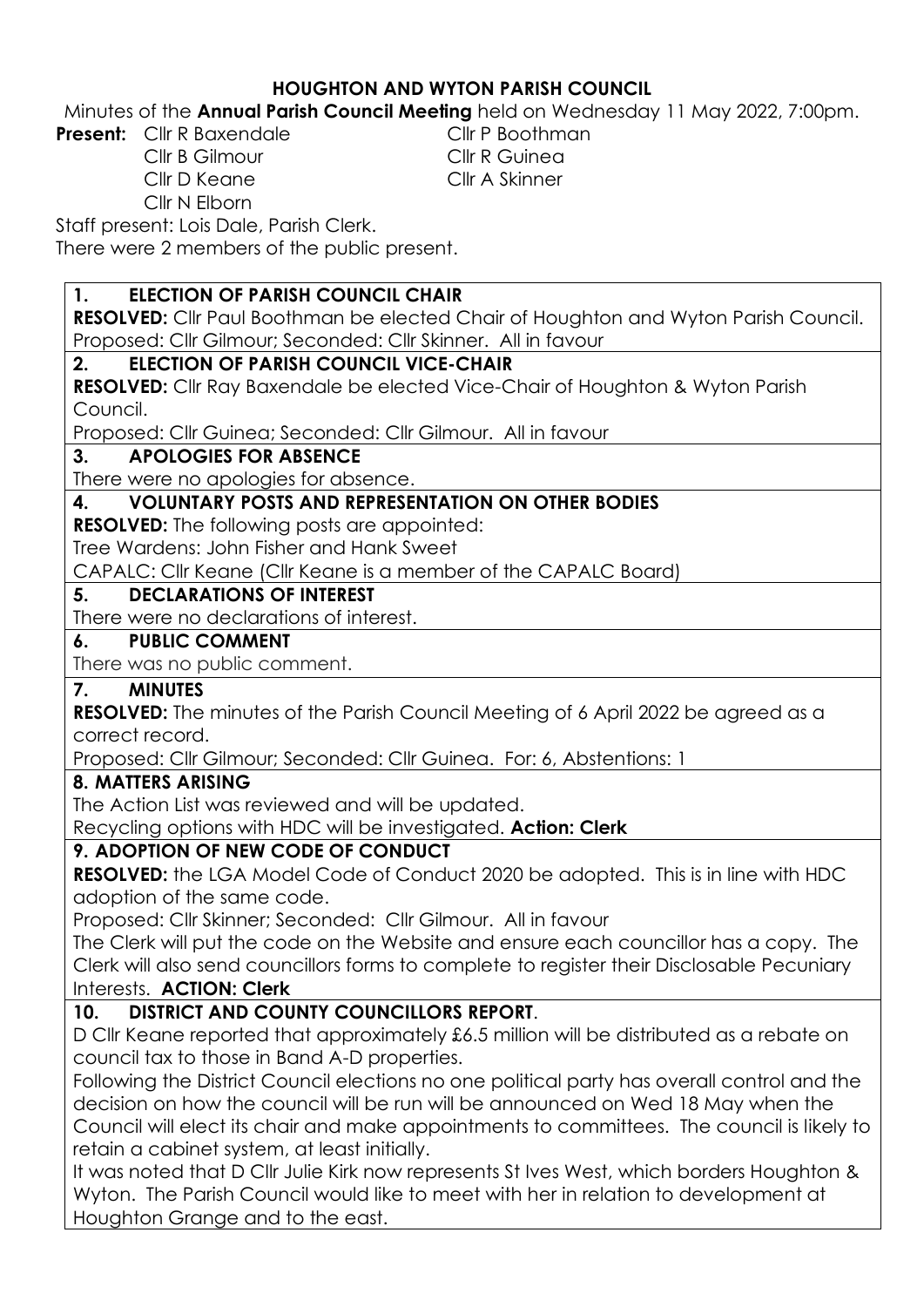# HOUGHTON AND WYTON PARISH COUNCIL

Minutes of the **Annual Parish Council Meeting** held on Wednesday 11 May 2022, 7:00pm.

**Present:** Cllr R Baxendale, Cllr P Boothman, Cllr B Gilmour, Cllr R Guinea, Cllr D Keane, Cllr A Skinner, Cllr N Elborn

Staff present: Lois Dale, Parish Clerk.

There were 2 members of the public present.

## 1. ELECTION OF PARISH COUNCIL CHAIR

**RESOLVED:** Cllr Paul Boothman be elected Chair of Houghton and Wyton Parish Council.

Proposed: Cllr Gilmour; Seconded: Cllr Skinner. All in favour

## 2. ELECTION OF PARISH COUNCIL VICE-CHAIR

**RESOLVED:** Cllr Ray Baxendale be elected Vice-Chair of Houghton & Wyton Parish Council.

Proposed: Cllr Guinea; Seconded: Cllr Gilmour. All in favour

## 3. APOLOGIES FOR ABSENCE

There were no apologies for absence.

## 4. VOLUNTARY POSTS AND REPRESENTATION ON OTHER BODIES

**RESOLVED:** The following posts are appointed:

Tree Wardens: John Fisher and Hank Sweet

CAPALC: Cllr Keane (Cllr Keane is a member of the CAPALC Board)

## 5. DECLARATIONS OF INTEREST

There were no declarations of interest.

## 6. PUBLIC COMMENT

There was no public comment.

## 7. MINUTES

**RESOLVED:** The minutes of the Parish Council Meeting of 6 April 2022 be agreed as a correct record.

Proposed: Cllr Gilmour; Seconded: Cllr Guinea. For: 6, Abstentions: 1

## 8. MATTERS ARISING

The Action List was reviewed and will be updated.

Recycling options with HDC will be investigated. **Action: Clerk**

## 9. ADOPTION OF NEW CODE OF CONDUCT

**RESOLVED:** the LGA Model Code of Conduct 2020 be adopted. This is in line with HDC adoption of the same code.

Proposed: Cllr Skinner; Seconded: Cllr Gilmour. All in favour

The Clerk will put the code on the Website and ensure each councillor has a copy. The Clerk will also send councillors forms to complete to register their Disclosable Pecuniary Interests. **ACTION: Clerk**

## 10. DISTRICT AND COUNTY COUNCILLORS REPORT.

D Cllr Keane reported that approximately £6.5 million will be distributed as a rebate on council tax to those in Band A-D properties.

Following the District Council elections no one political party has overall control and the decision on how the council will be run will be announced on Wed 18 May when the Council will elect its chair and make appointments to committees. The council is likely to retain a cabinet system, at least initially.

It was noted that D Cllr Julie Kirk now represents St Ives West, which borders Houghton & Wyton. The Parish Council would like to meet with her in relation to development at Houghton Grange and to the east.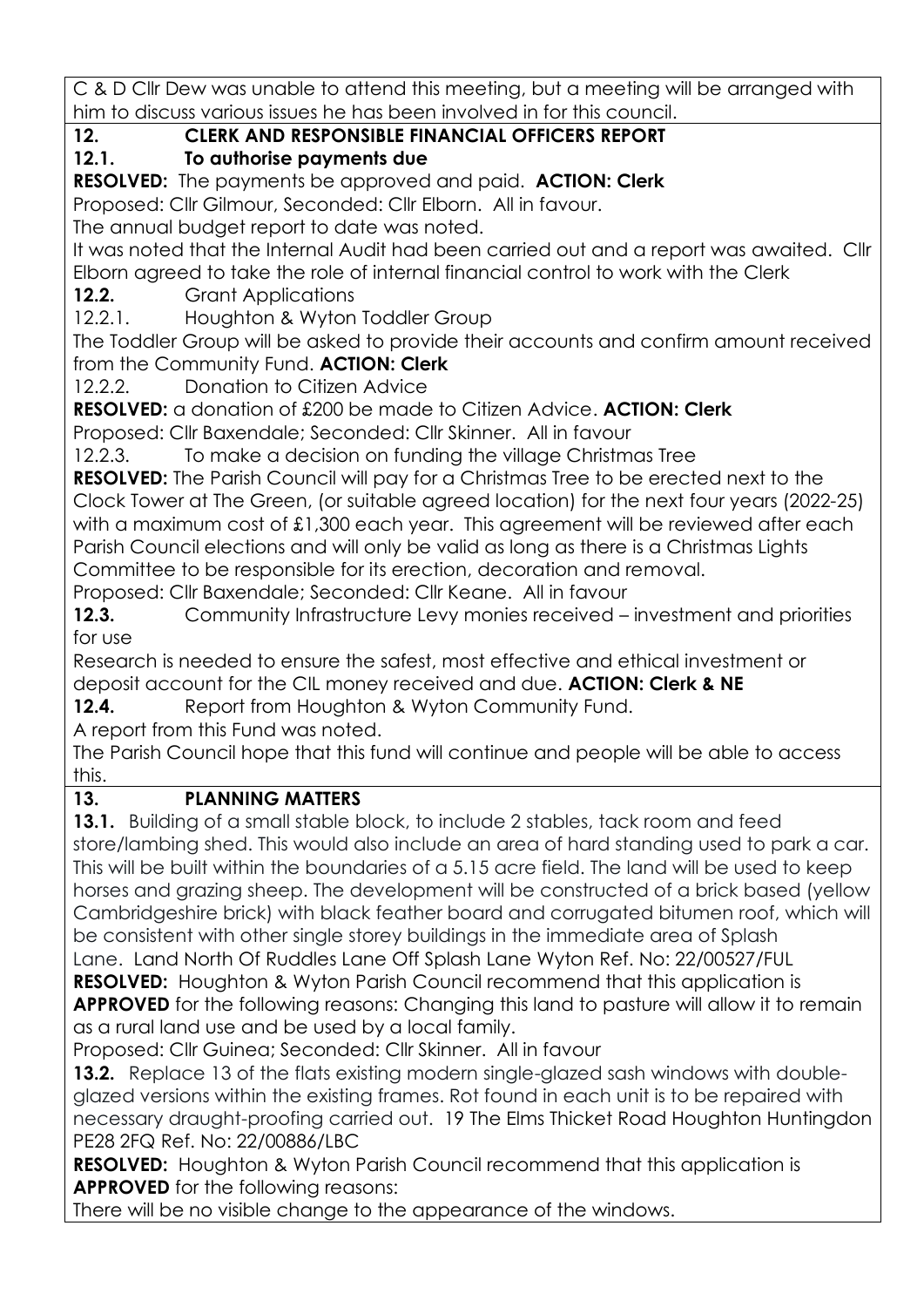C & D Cllr Dew was unable to attend this meeting, but a meeting will be arranged with him to discuss various issues he has been involved in for this council.

## 12. CLERK AND RESPONSIBLE FINANCIAL OFFICERS REPORT

### 12.1. To authorise payments due

**RESOLVED:** The payments be approved and paid. **ACTION: Clerk**

Proposed: Cllr Gilmour, Seconded: Cllr Elborn. All in favour.

The annual budget report to date was noted.

It was noted that the Internal Audit had been carried out and a report was awaited. Cllr Elborn agreed to take the role of internal financial control to work with the Clerk

**12.2.** Grant Applications

12.2.1. Houghton & Wyton Toddler Group

The Toddler Group will be asked to provide their accounts and confirm amount received from the Community Fund. **ACTION: Clerk**

12.2.2. Donation to Citizen Advice

**RESOLVED:** a donation of £200 be made to Citizen Advice. **ACTION: Clerk**

Proposed: Cllr Baxendale; Seconded: Cllr Skinner. All in favour

12.2.3. To make a decision on funding the village Christmas Tree

**RESOLVED:** The Parish Council will pay for a Christmas Tree to be erected next to the Clock Tower at The Green, (or suitable agreed location) for the next four years (2022-25) with a maximum cost of £1,300 each year. This agreement will be reviewed after each Parish Council elections and will only be valid as long as there is a Christmas Lights Committee to be responsible for its erection, decoration and removal.

Proposed: Cllr Baxendale; Seconded: Cllr Keane. All in favour

**12.3.** Community Infrastructure Levy monies received – investment and priorities for use

Research is needed to ensure the safest, most effective and ethical investment or deposit account for the CIL money received and due. **ACTION: Clerk & NE**

**12.4.** Report from Houghton & Wyton Community Fund.

A report from this Fund was noted.

The Parish Council hope that this fund will continue and people will be able to access this.

## 13. PLANNING MATTERS

**13.1.** Building of a small stable block, to include 2 stables, tack room and feed store/lambing shed. This would also include an area of hard standing used to park a car. This will be built within the boundaries of a 5.15 acre field. The land will be used to keep horses and grazing sheep. The development will be constructed of a brick based (yellow Cambridgeshire brick) with black feather board and corrugated bitumen roof, which will be consistent with other single storey buildings in the immediate area of Splash Lane. Land North Of Ruddles Lane Off Splash Lane Wyton Ref. No: 22/00527/FUL

**RESOLVED:** Houghton & Wyton Parish Council recommend that this application is **APPROVED** for the following reasons: Changing this land to pasture will allow it to remain as a rural land use and be used by a local family.

Proposed: Cllr Guinea; Seconded: Cllr Skinner. All in favour

**13.2.** Replace 13 of the flats existing modern single-glazed sash windows with double-glazed versions within the existing frames. Rot found in each unit is to be repaired with necessary draught-proofing carried out. 19 The Elms Thicket Road Houghton Huntingdon PE28 2FQ Ref. No: 22/00886/LBC

**RESOLVED:** Houghton & Wyton Parish Council recommend that this application is **APPROVED** for the following reasons:

There will be no visible change to the appearance of the windows.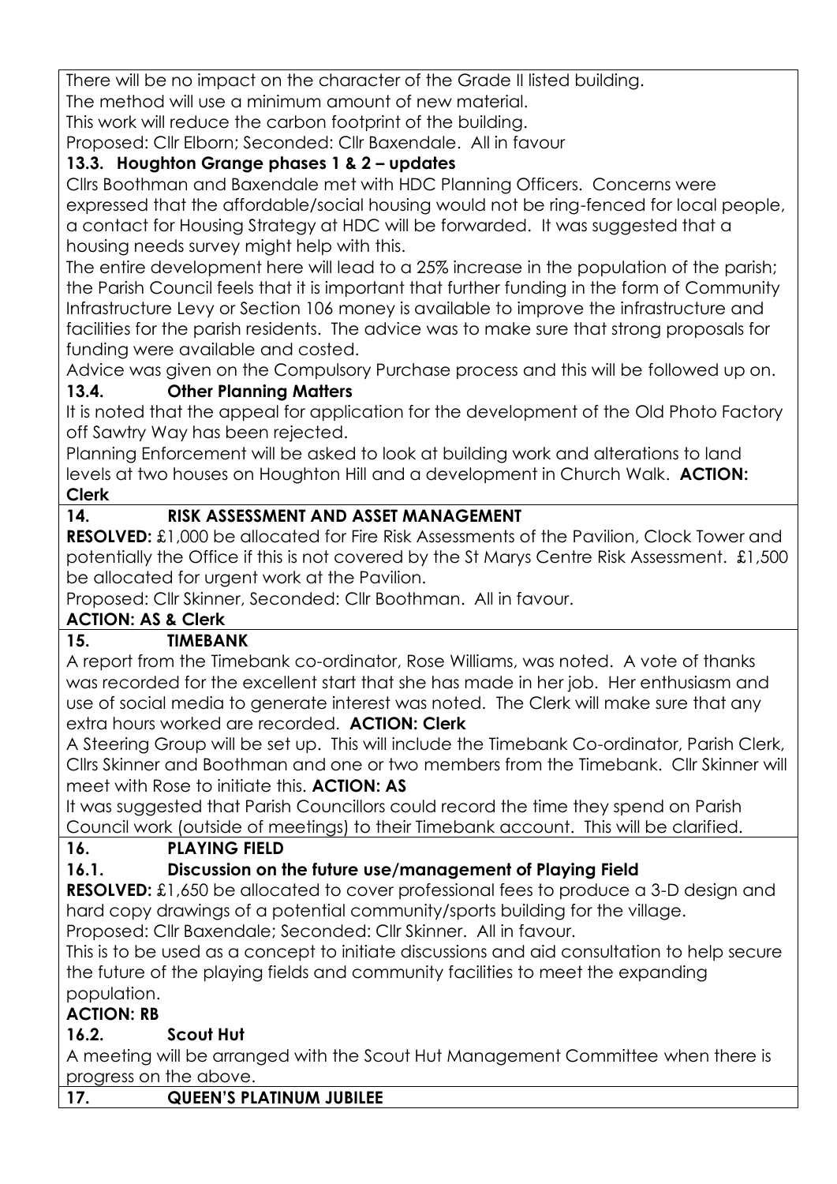There will be no impact on the character of the Grade II listed building.
The method will use a minimum amount of new material.
This work will reduce the carbon footprint of the building.
Proposed: Cllr Elborn; Seconded: Cllr Baxendale. All in favour

### 13.3. Houghton Grange phases 1 & 2 – updates

Cllrs Boothman and Baxendale met with HDC Planning Officers. Concerns were expressed that the affordable/social housing would not be ring-fenced for local people, a contact for Housing Strategy at HDC will be forwarded. It was suggested that a housing needs survey might help with this.

The entire development here will lead to a 25% increase in the population of the parish; the Parish Council feels that it is important that further funding in the form of Community Infrastructure Levy or Section 106 money is available to improve the infrastructure and facilities for the parish residents. The advice was to make sure that strong proposals for funding were available and costed.

Advice was given on the Compulsory Purchase process and this will be followed up on.

### 13.4. Other Planning Matters

It is noted that the appeal for application for the development of the Old Photo Factory off Sawtry Way has been rejected.

Planning Enforcement will be asked to look at building work and alterations to land levels at two houses on Houghton Hill and a development in Church Walk. **ACTION: Clerk**

## 14. RISK ASSESSMENT AND ASSET MANAGEMENT

**RESOLVED:** £1,000 be allocated for Fire Risk Assessments of the Pavilion, Clock Tower and potentially the Office if this is not covered by the St Marys Centre Risk Assessment. £1,500 be allocated for urgent work at the Pavilion.

Proposed: Cllr Skinner, Seconded: Cllr Boothman. All in favour.

**ACTION: AS & Clerk**

## 15. TIMEBANK

A report from the Timebank co-ordinator, Rose Williams, was noted. A vote of thanks was recorded for the excellent start that she has made in her job. Her enthusiasm and use of social media to generate interest was noted. The Clerk will make sure that any extra hours worked are recorded. **ACTION: Clerk**

A Steering Group will be set up. This will include the Timebank Co-ordinator, Parish Clerk, Cllrs Skinner and Boothman and one or two members from the Timebank. Cllr Skinner will meet with Rose to initiate this. **ACTION: AS**

It was suggested that Parish Councillors could record the time they spend on Parish Council work (outside of meetings) to their Timebank account. This will be clarified.

## 16. PLAYING FIELD

### 16.1. Discussion on the future use/management of Playing Field

**RESOLVED:** £1,650 be allocated to cover professional fees to produce a 3-D design and hard copy drawings of a potential community/sports building for the village.

Proposed: Cllr Baxendale; Seconded: Cllr Skinner. All in favour.

This is to be used as a concept to initiate discussions and aid consultation to help secure the future of the playing fields and community facilities to meet the expanding population.

**ACTION: RB**

### 16.2. Scout Hut

A meeting will be arranged with the Scout Hut Management Committee when there is progress on the above.

## 17. QUEEN'S PLATINUM JUBILEE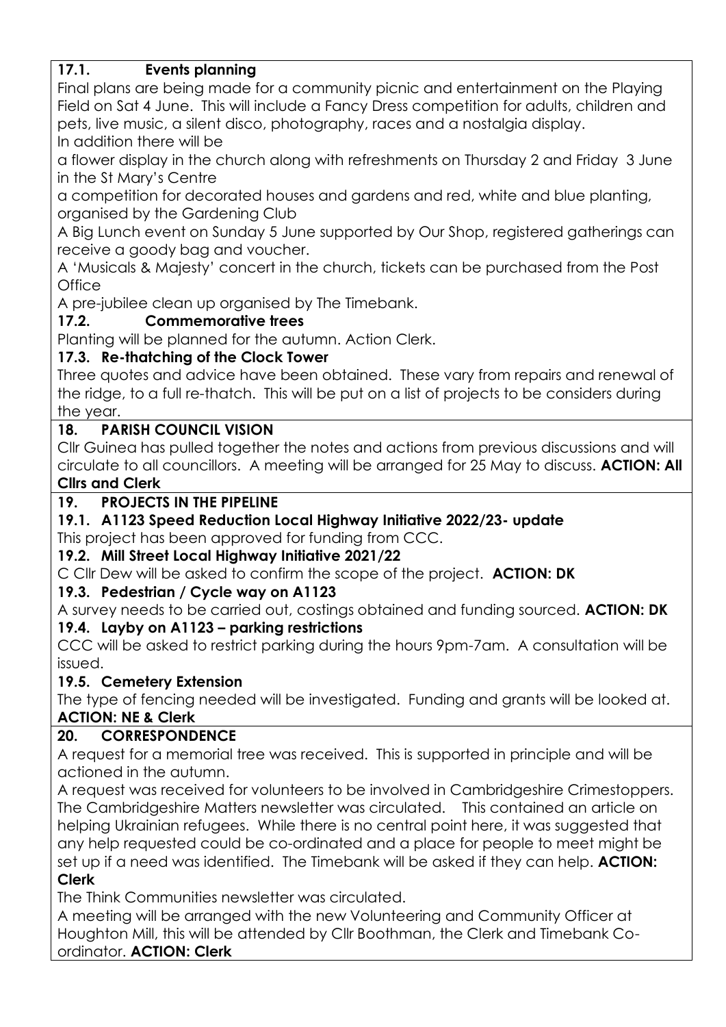### 17.1. Events planning

Final plans are being made for a community picnic and entertainment on the Playing Field on Sat 4 June. This will include a Fancy Dress competition for adults, children and pets, live music, a silent disco, photography, races and a nostalgia display.

In addition there will be

a flower display in the church along with refreshments on Thursday 2 and Friday 3 June in the St Mary's Centre

a competition for decorated houses and gardens and red, white and blue planting, organised by the Gardening Club

A Big Lunch event on Sunday 5 June supported by Our Shop, registered gatherings can receive a goody bag and voucher.

A 'Musicals & Majesty' concert in the church, tickets can be purchased from the Post Office

A pre-jubilee clean up organised by The Timebank.

### 17.2. Commemorative trees

Planting will be planned for the autumn. Action Clerk.

### 17.3. Re-thatching of the Clock Tower

Three quotes and advice have been obtained. These vary from repairs and renewal of the ridge, to a full re-thatch. This will be put on a list of projects to be considers during the year.

## 18. PARISH COUNCIL VISION

Cllr Guinea has pulled together the notes and actions from previous discussions and will circulate to all councillors. A meeting will be arranged for 25 May to discuss. **ACTION: All Cllrs and Clerk**

## 19. PROJECTS IN THE PIPELINE

### 19.1. A1123 Speed Reduction Local Highway Initiative 2022/23- update

This project has been approved for funding from CCC.

### 19.2. Mill Street Local Highway Initiative 2021/22

C Cllr Dew will be asked to confirm the scope of the project. **ACTION: DK**

### 19.3. Pedestrian / Cycle way on A1123

A survey needs to be carried out, costings obtained and funding sourced. **ACTION: DK**

### 19.4. Layby on A1123 – parking restrictions

CCC will be asked to restrict parking during the hours 9pm-7am. A consultation will be issued.

### 19.5. Cemetery Extension

The type of fencing needed will be investigated. Funding and grants will be looked at. **ACTION: NE & Clerk**

## 20. CORRESPONDENCE

A request for a memorial tree was received. This is supported in principle and will be actioned in the autumn.

A request was received for volunteers to be involved in Cambridgeshire Crimestoppers.

The Cambridgeshire Matters newsletter was circulated. This contained an article on helping Ukrainian refugees. While there is no central point here, it was suggested that any help requested could be co-ordinated and a place for people to meet might be set up if a need was identified. The Timebank will be asked if they can help. **ACTION: Clerk**

The Think Communities newsletter was circulated.

A meeting will be arranged with the new Volunteering and Community Officer at Houghton Mill, this will be attended by Cllr Boothman, the Clerk and Timebank Co-ordinator. **ACTION: Clerk**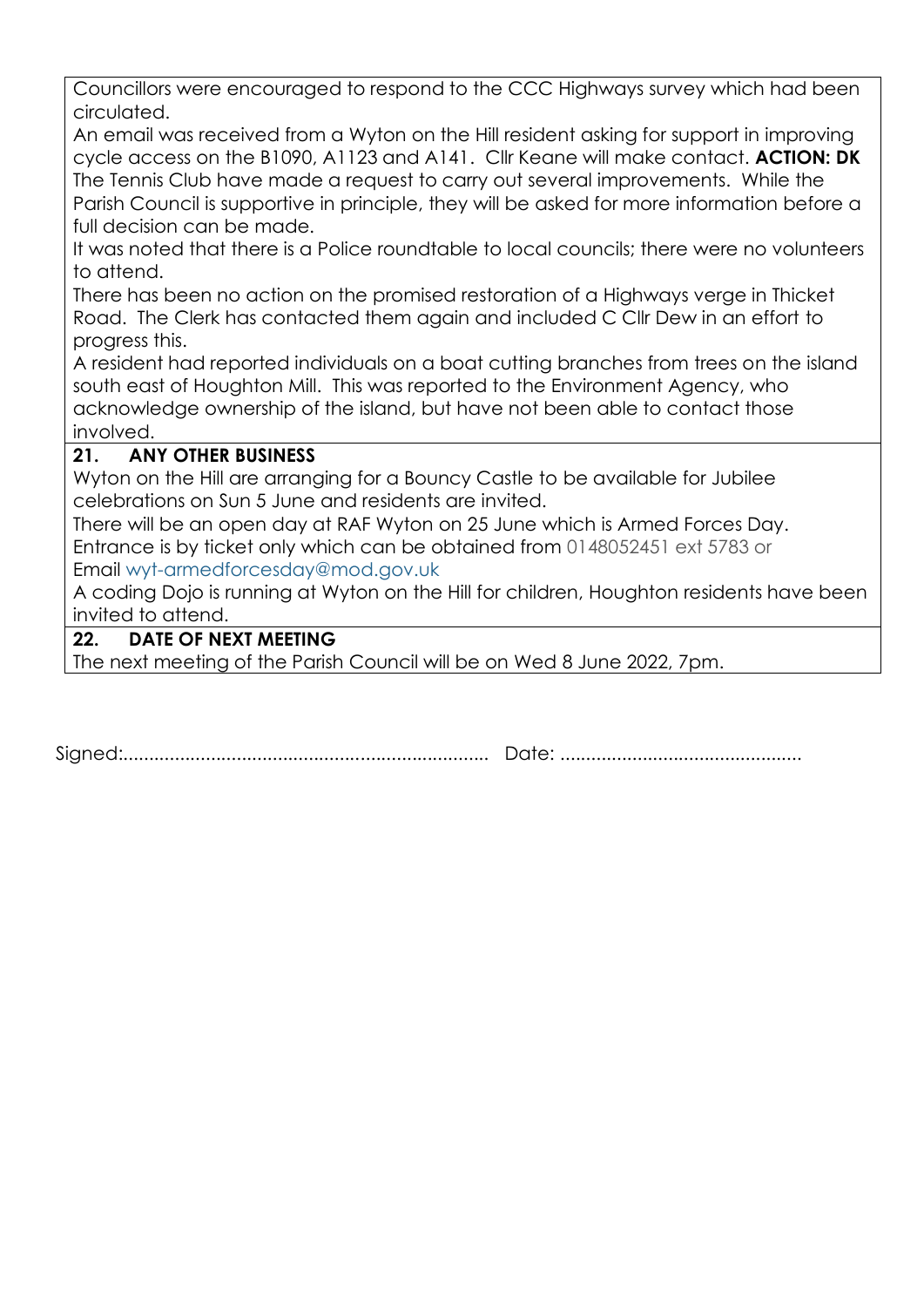Councillors were encouraged to respond to the CCC Highways survey which had been circulated.

An email was received from a Wyton on the Hill resident asking for support in improving cycle access on the B1090, A1123 and A141. Cllr Keane will make contact. **ACTION: DK**

The Tennis Club have made a request to carry out several improvements. While the Parish Council is supportive in principle, they will be asked for more information before a full decision can be made.

It was noted that there is a Police roundtable to local councils; there were no volunteers to attend.

There has been no action on the promised restoration of a Highways verge in Thicket Road. The Clerk has contacted them again and included C Cllr Dew in an effort to progress this.

A resident had reported individuals on a boat cutting branches from trees on the island south east of Houghton Mill. This was reported to the Environment Agency, who acknowledge ownership of the island, but have not been able to contact those involved.

## 21. ANY OTHER BUSINESS

Wyton on the Hill are arranging for a Bouncy Castle to be available for Jubilee celebrations on Sun 5 June and residents are invited.

There will be an open day at RAF Wyton on 25 June which is Armed Forces Day. Entrance is by ticket only which can be obtained from 0148052451 ext 5783 or Email wyt-armedforcesday@mod.gov.uk

A coding Dojo is running at Wyton on the Hill for children, Houghton residents have been invited to attend.

## 22. DATE OF NEXT MEETING

The next meeting of the Parish Council will be on Wed 8 June 2022, 7pm.

Signed:....................................................................... Date: ..............................................